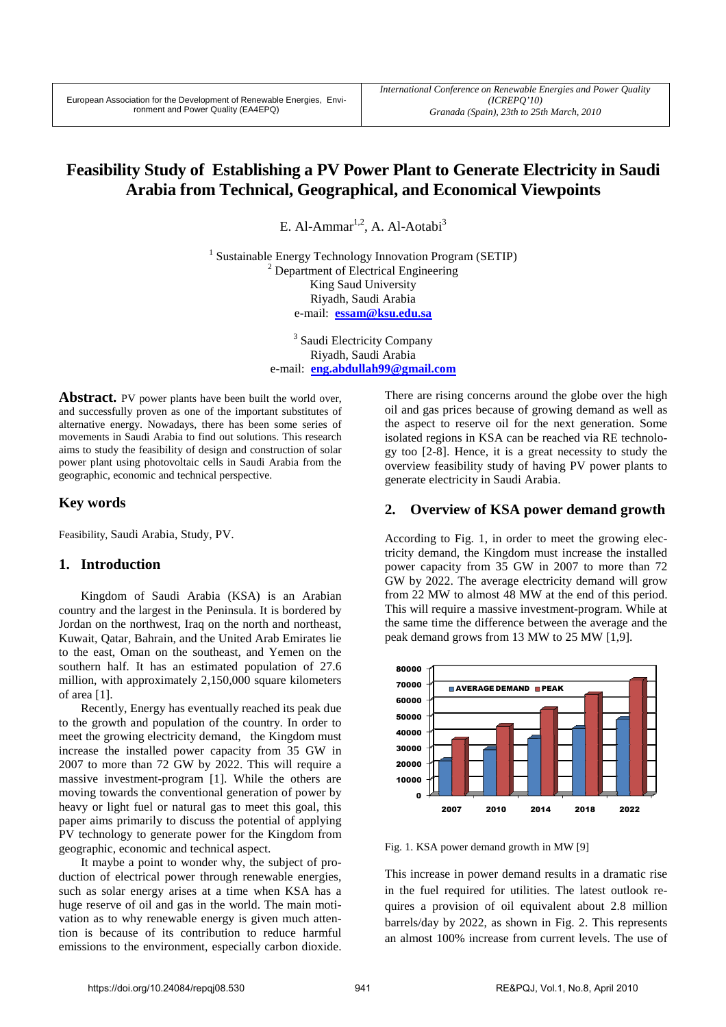European Association for the Development of Renewable Energies, Environment and Power Quality (EA4EPQ)

*International Conference on Renewable Energies and Power Quality (ICREPQ'10)*
*Granada (Spain), 23th to 25th March, 2010*

# Feasibility Study of Establishing a PV Power Plant to Generate Electricity in Saudi Arabia from Technical, Geographical, and Economical Viewpoints

E. Al-Ammar[1,2], A. Al-Aotabi[3]

[1] Sustainable Energy Technology Innovation Program (SETIP)
[2] Department of Electrical Engineering
King Saud University
Riyadh, Saudi Arabia
e-mail: **essam@ksu.edu.sa**

[3] Saudi Electricity Company
Riyadh, Saudi Arabia
e-mail: **eng.abdullah99@gmail.com**

**Abstract.** PV power plants have been built the world over, and successfully proven as one of the important substitutes of alternative energy. Nowadays, there has been some series of movements in Saudi Arabia to find out solutions. This research aims to study the feasibility of design and construction of solar power plant using photovoltaic cells in Saudi Arabia from the geographic, economic and technical perspective.

## Key words

Feasibility, Saudi Arabia, Study, PV.

## 1. Introduction

Kingdom of Saudi Arabia (KSA) is an Arabian country and the largest in the Peninsula. It is bordered by Jordan on the northwest, Iraq on the north and northeast, Kuwait, Qatar, Bahrain, and the United Arab Emirates lie to the east, Oman on the southeast, and Yemen on the southern half. It has an estimated population of 27.6 million, with approximately 2,150,000 square kilometers of area [1].

Recently, Energy has eventually reached its peak due to the growth and population of the country. In order to meet the growing electricity demand, the Kingdom must increase the installed power capacity from 35 GW in 2007 to more than 72 GW by 2022. This will require a massive investment-program [1]. While the others are moving towards the conventional generation of power by heavy or light fuel or natural gas to meet this goal, this paper aims primarily to discuss the potential of applying PV technology to generate power for the Kingdom from geographic, economic and technical aspect.

It maybe a point to wonder why, the subject of production of electrical power through renewable energies, such as solar energy arises at a time when KSA has a huge reserve of oil and gas in the world. The main motivation as to why renewable energy is given much attention is because of its contribution to reduce harmful emissions to the environment, especially carbon dioxide. There are rising concerns around the globe over the high oil and gas prices because of growing demand as well as the aspect to reserve oil for the next generation. Some isolated regions in KSA can be reached via RE technology too [2-8]. Hence, it is a great necessity to study the overview feasibility study of having PV power plants to generate electricity in Saudi Arabia.

## 2. Overview of KSA power demand growth

According to Fig. 1, in order to meet the growing electricity demand, the Kingdom must increase the installed power capacity from 35 GW in 2007 to more than 72 GW by 2022. The average electricity demand will grow from 22 MW to almost 48 MW at the end of this period. This will require a massive investment-program. While at the same time the difference between the average and the peak demand grows from 13 MW to 25 MW [1,9].

Fig. 1. KSA power demand growth in MW [9]

This increase in power demand results in a dramatic rise in the fuel required for utilities. The latest outlook requires a provision of oil equivalent about 2.8 million barrels/day by 2022, as shown in Fig. 2. This represents an almost 100% increase from current levels. The use of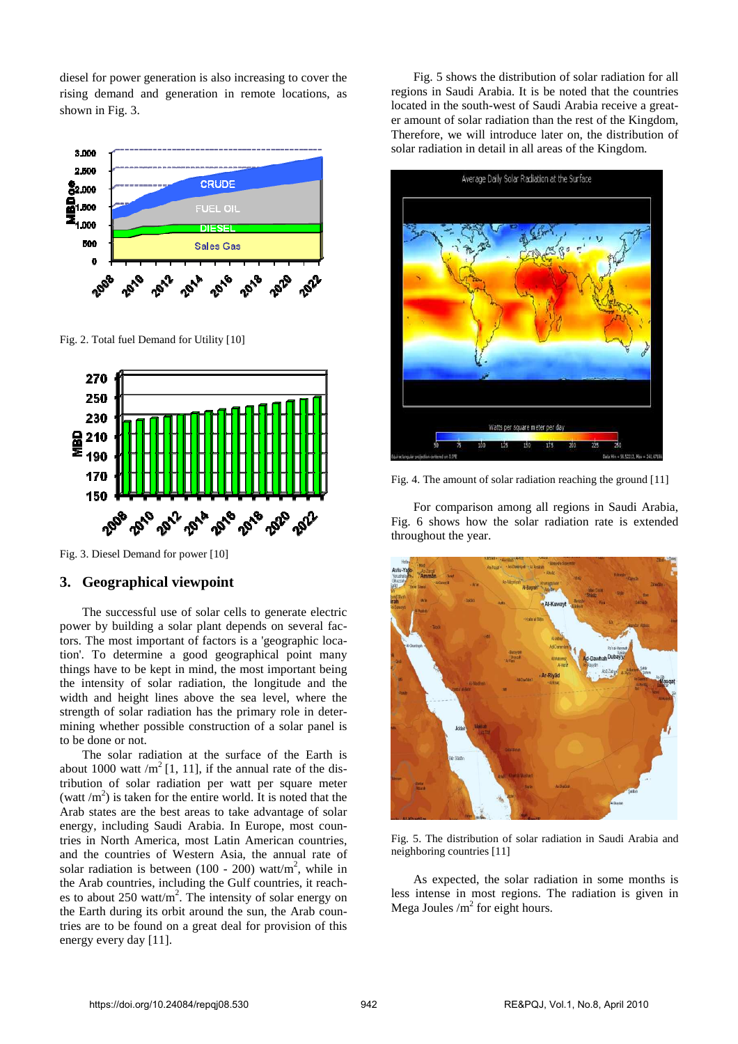diesel for power generation is also increasing to cover the rising demand and generation in remote locations, as shown in Fig. 3.

Fig. 2. Total fuel Demand for Utility [10]

Fig. 3. Diesel Demand for power [10]

## 3. Geographical viewpoint

The successful use of solar cells to generate electric power by building a solar plant depends on several factors. The most important of factors is a 'geographic location'. To determine a good geographical point many things have to be kept in mind, the most important being the intensity of solar radiation, the longitude and the width and height lines above the sea level, where the strength of solar radiation has the primary role in determining whether possible construction of a solar panel is to be done or not.

The solar radiation at the surface of the Earth is about 1000 watt /m$^2$ [1, 11], if the annual rate of the distribution of solar radiation per watt per square meter (watt /m$^2$) is taken for the entire world. It is noted that the Arab states are the best areas to take advantage of solar energy, including Saudi Arabia. In Europe, most countries in North America, most Latin American countries, and the countries of Western Asia, the annual rate of solar radiation is between (100 - 200) watt/m$^2$, while in the Arab countries, including the Gulf countries, it reaches to about 250 watt/m$^2$. The intensity of solar energy on the Earth during its orbit around the sun, the Arab countries are to be found on a great deal for provision of this energy every day [11].

Fig. 5 shows the distribution of solar radiation for all regions in Saudi Arabia. It is be noted that the countries located in the south-west of Saudi Arabia receive a greater amount of solar radiation than the rest of the Kingdom, Therefore, we will introduce later on, the distribution of solar radiation in detail in all areas of the Kingdom.

Fig. 4. The amount of solar radiation reaching the ground [11]

For comparison among all regions in Saudi Arabia, Fig. 6 shows how the solar radiation rate is extended throughout the year.

Fig. 5. The distribution of solar radiation in Saudi Arabia and neighboring countries [11]

As expected, the solar radiation in some months is less intense in most regions. The radiation is given in Mega Joules /m$^2$ for eight hours.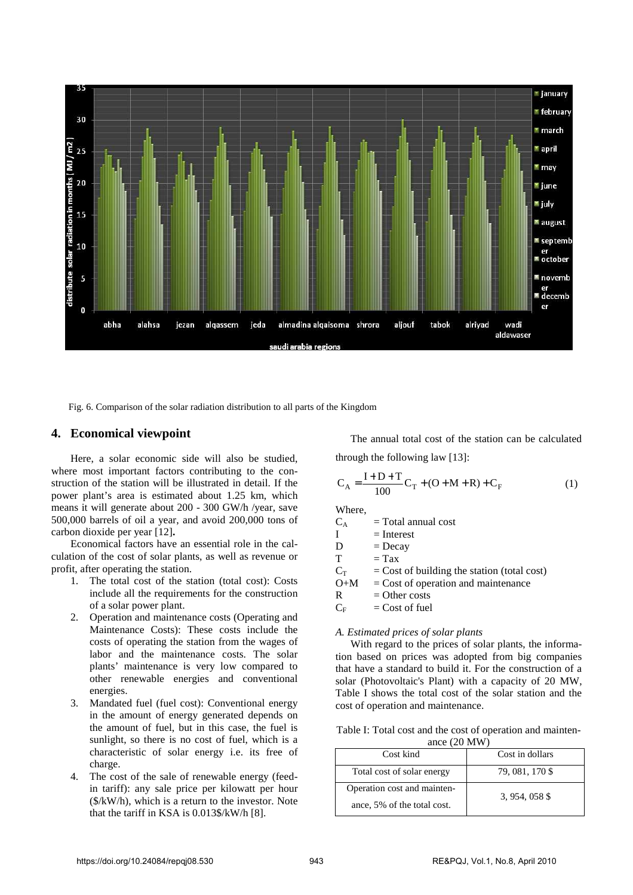Fig. 6. Comparison of the solar radiation distribution to all parts of the Kingdom

## 4. Economical viewpoint

Here, a solar economic side will also be studied, where most important factors contributing to the construction of the station will be illustrated in detail. If the power plant's area is estimated about 1.25 km, which means it will generate about 200 - 300 GW/h /year, save 500,000 barrels of oil a year, and avoid 200,000 tons of carbon dioxide per year [12].

Economical factors have an essential role in the calculation of the cost of solar plants, as well as revenue or profit, after operating the station.

1. The total cost of the station (total cost): Costs include all the requirements for the construction of a solar power plant.
2. Operation and maintenance costs (Operating and Maintenance Costs): These costs include the costs of operating the station from the wages of labor and the maintenance costs. The solar plants' maintenance is very low compared to other renewable energies and conventional energies.
3. Mandated fuel (fuel cost): Conventional energy in the amount of energy generated depends on the amount of fuel, but in this case, the fuel is sunlight, so there is no cost of fuel, which is a characteristic of solar energy i.e. its free of charge.
4. The cost of the sale of renewable energy (feed-in tariff): any sale price per kilowatt per hour ($/kW/h), which is a return to the investor. Note that the tariff in KSA is 0.013$/kW/h [8].

The annual total cost of the station can be calculated through the following law [13]:

$$C_A = \frac{I + D + T}{100} C_T + (O + M + R) + C_F \tag{1}$$

Where,

$C_A$ = Total annual cost
$I$ = Interest
$D$ = Decay
$T$ = Tax
$C_T$ = Cost of building the station (total cost)
$O+M$ = Cost of operation and maintenance
$R$ = Other costs
$C_F$ = Cost of fuel

*A. Estimated prices of solar plants*

With regard to the prices of solar plants, the information based on prices was adopted from big companies that have a standard to build it. For the construction of a solar (Photovoltaic's Plant) with a capacity of 20 MW, Table I shows the total cost of the solar station and the cost of operation and maintenance.

Table I: Total cost and the cost of operation and maintenance (20 MW)

| Cost kind | Cost in dollars |
|---|---|
| Total cost of solar energy | 79, 081, 170 $ |
| Operation cost and maintenance, 5% of the total cost. | 3, 954, 058 $ |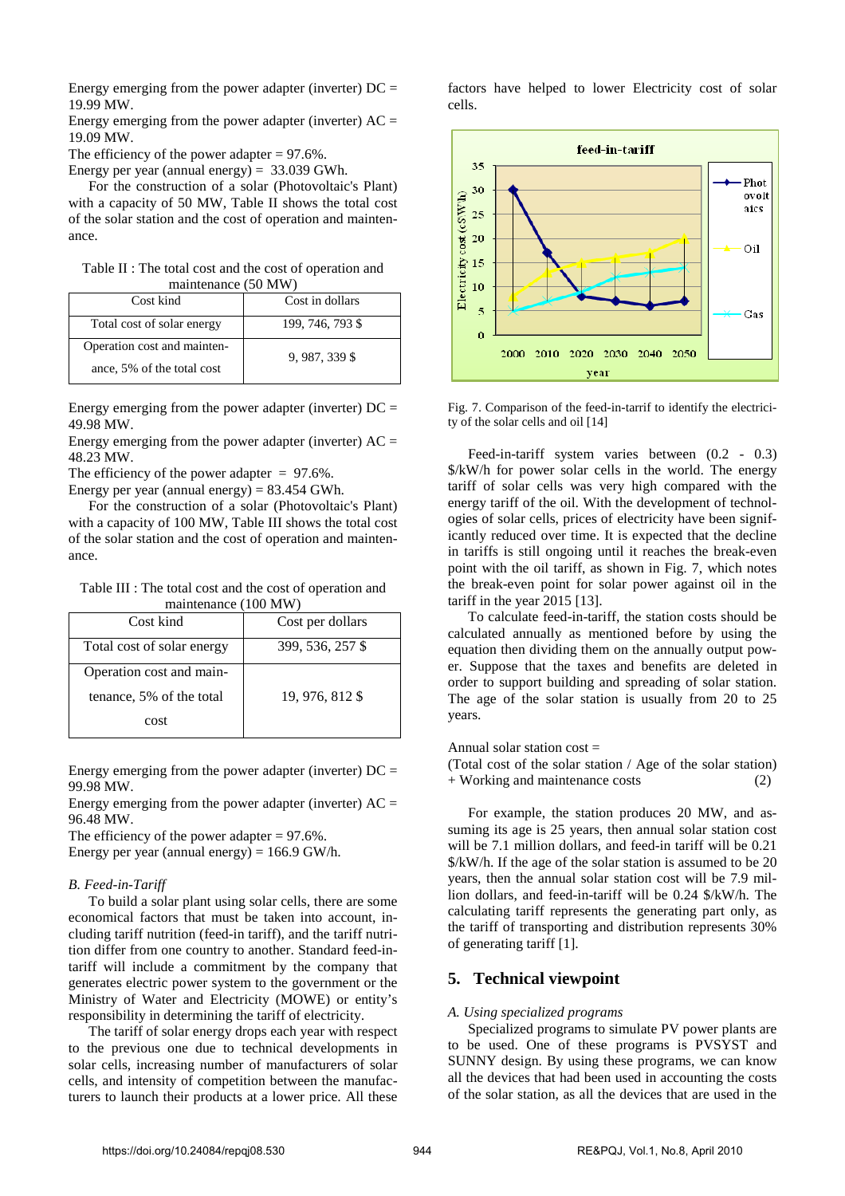Energy emerging from the power adapter (inverter) DC = 19.99 MW.
Energy emerging from the power adapter (inverter) AC = 19.09 MW.
The efficiency of the power adapter = 97.6%.
Energy per year (annual energy) = 33.039 GWh.

For the construction of a solar (Photovoltaic's Plant) with a capacity of 50 MW, Table II shows the total cost of the solar station and the cost of operation and maintenance.

Table II : The total cost and the cost of operation and maintenance (50 MW)

| Cost kind | Cost in dollars |
|---|---|
| Total cost of solar energy | 199, 746, 793 $ |
| Operation cost and maintenance, 5% of the total cost | 9, 987, 339 $ |

Energy emerging from the power adapter (inverter) DC = 49.98 MW.
Energy emerging from the power adapter (inverter) AC = 48.23 MW.
The efficiency of the power adapter = 97.6%.
Energy per year (annual energy) = 83.454 GWh.

For the construction of a solar (Photovoltaic's Plant) with a capacity of 100 MW, Table III shows the total cost of the solar station and the cost of operation and maintenance.

Table III : The total cost and the cost of operation and maintenance (100 MW)

| Cost kind | Cost per dollars |
|---|---|
| Total cost of solar energy | 399, 536, 257 $ |
| Operation cost and maintenance, 5% of the total cost | 19, 976, 812 $ |

Energy emerging from the power adapter (inverter) DC = 99.98 MW.
Energy emerging from the power adapter (inverter) AC = 96.48 MW.
The efficiency of the power adapter = 97.6%.
Energy per year (annual energy) = 166.9 GW/h.

### *B. Feed-in-Tariff*

To build a solar plant using solar cells, there are some economical factors that must be taken into account, including tariff nutrition (feed-in tariff), and the tariff nutrition differ from one country to another. Standard feed-in-tariff will include a commitment by the company that generates electric power system to the government or the Ministry of Water and Electricity (MOWE) or entity's responsibility in determining the tariff of electricity.

The tariff of solar energy drops each year with respect to the previous one due to technical developments in solar cells, increasing number of manufacturers of solar cells, and intensity of competition between the manufacturers to launch their products at a lower price. All these factors have helped to lower Electricity cost of solar cells.

Fig. 7. Comparison of the feed-in-tarrif to identify the electricity of the solar cells and oil [14]

Feed-in-tariff system varies between (0.2 - 0.3) $/kW/h for power solar cells in the world. The energy tariff of solar cells was very high compared with the energy tariff of the oil. With the development of technologies of solar cells, prices of electricity have been significantly reduced over time. It is expected that the decline in tariffs is still ongoing until it reaches the break-even point with the oil tariff, as shown in Fig. 7, which notes the break-even point for solar power against oil in the tariff in the year 2015 [13].

To calculate feed-in-tariff, the station costs should be calculated annually as mentioned before by using the equation then dividing them on the annually output power. Suppose that the taxes and benefits are deleted in order to support building and spreading of solar station. The age of the solar station is usually from 20 to 25 years.

Annual solar station cost =
(Total cost of the solar station / Age of the solar station) + Working and maintenance costs (2)

For example, the station produces 20 MW, and assuming its age is 25 years, then annual solar station cost will be 7.1 million dollars, and feed-in tariff will be 0.21 $/kW/h. If the age of the solar station is assumed to be 20 years, then the annual solar station cost will be 7.9 million dollars, and feed-in-tariff will be 0.24 $/kW/h. The calculating tariff represents the generating part only, as the tariff of transporting and distribution represents 30% of generating tariff [1].

## 5. Technical viewpoint

### *A. Using specialized programs*

Specialized programs to simulate PV power plants are to be used. One of these programs is PVSYST and SUNNY design. By using these programs, we can know all the devices that had been used in accounting the costs of the solar station, as all the devices that are used in the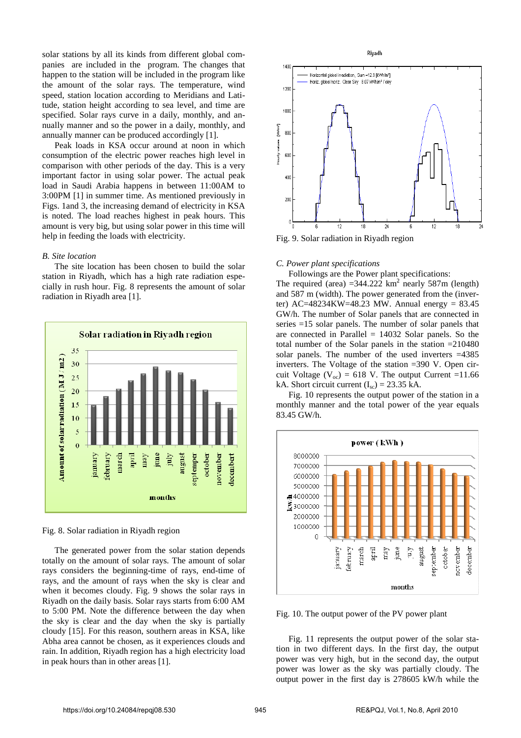solar stations by all its kinds from different global companies are included in the program. The changes that happen to the station will be included in the program like the amount of the solar rays. The temperature, wind speed, station location according to Meridians and Latitude, station height according to sea level, and time are specified. Solar rays curve in a daily, monthly, and annually manner and so the power in a daily, monthly, and annually manner can be produced accordingly [1].

Peak loads in KSA occur around at noon in which consumption of the electric power reaches high level in comparison with other periods of the day. This is a very important factor in using solar power. The actual peak load in Saudi Arabia happens in between 11:00AM to 3:00PM [1] in summer time. As mentioned previously in Figs. 1and 3, the increasing demand of electricity in KSA is noted. The load reaches highest in peak hours. This amount is very big, but using solar power in this time will help in feeding the loads with electricity.

*B. Site location*

The site location has been chosen to build the solar station in Riyadh, which has a high rate radiation especially in rush hour. Fig. 8 represents the amount of solar radiation in Riyadh area [1].

Fig. 8. Solar radiation in Riyadh region

The generated power from the solar station depends totally on the amount of solar rays. The amount of solar rays considers the beginning-time of rays, end-time of rays, and the amount of rays when the sky is clear and when it becomes cloudy. Fig. 9 shows the solar rays in Riyadh on the daily basis. Solar rays starts from 6:00 AM to 5:00 PM. Note the difference between the day when the sky is clear and the day when the sky is partially cloudy [15]. For this reason, southern areas in KSA, like Abha area cannot be chosen, as it experiences clouds and rain. In addition, Riyadh region has a high electricity load in peak hours than in other areas [1].

Fig. 9. Solar radiation in Riyadh region

*C. Power plant specifications*

Followings are the Power plant specifications:
The required (area) =344.222 km$^2$ nearly 587m (length) and 587 m (width). The power generated from the (inverter) AC=48234KW=48.23 MW. Annual energy = 83.45 GW/h. The number of Solar panels that are connected in series =15 solar panels. The number of solar panels that are connected in Parallel = 14032 Solar panels. So the total number of the Solar panels in the station =210480 solar panels. The number of the used inverters =4385 inverters. The Voltage of the station =390 V. Open circuit Voltage ($V_{oc}$) = 618 V. The output Current =11.66 kA. Short circuit current ($I_{sc}$) = 23.35 kA.

Fig. 10 represents the output power of the station in a monthly manner and the total power of the year equals 83.45 GW/h.

Fig. 10. The output power of the PV power plant

Fig. 11 represents the output power of the solar station in two different days. In the first day, the output power was very high, but in the second day, the output power was lower as the sky was partially cloudy. The output power in the first day is 278605 kW/h while the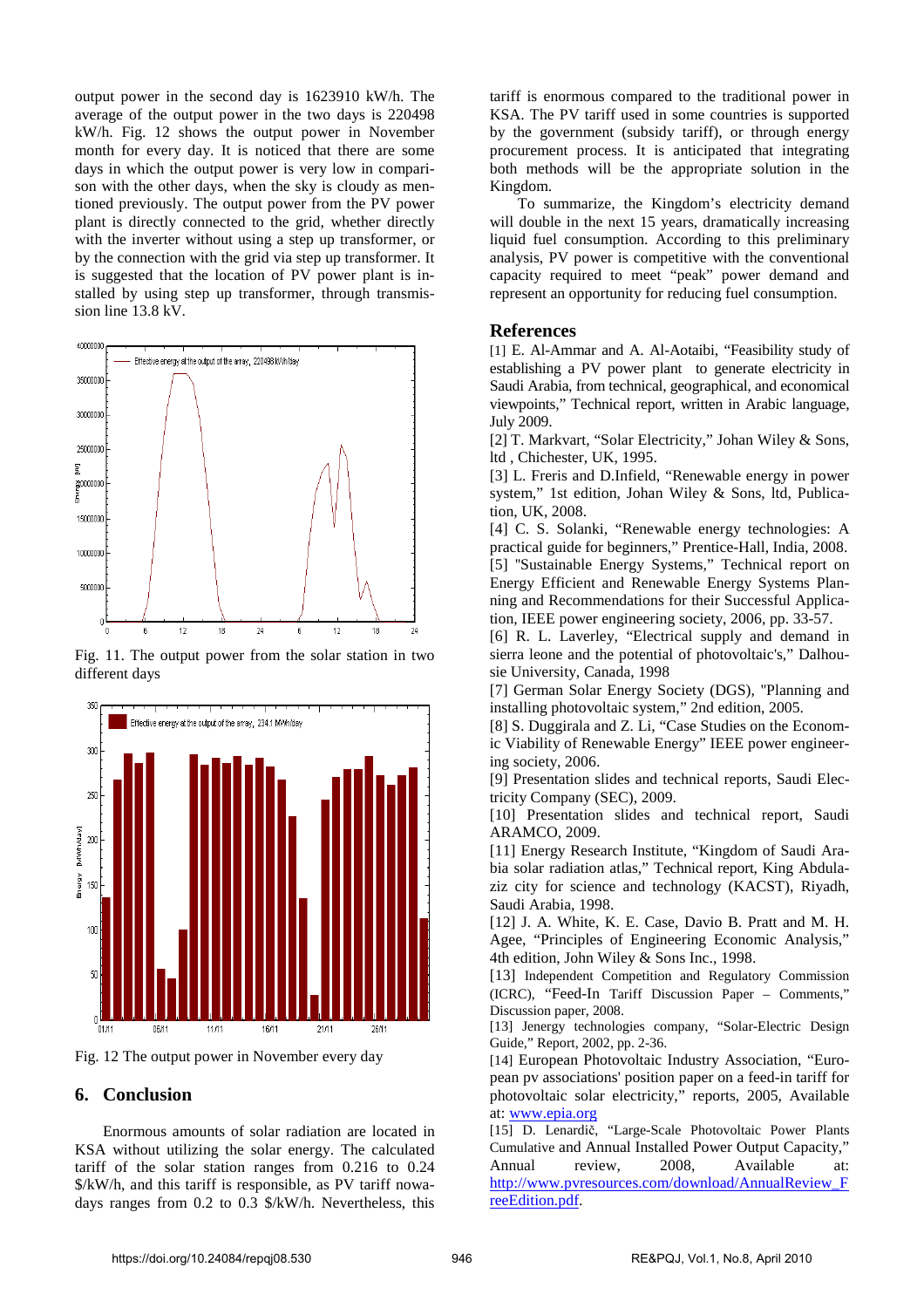output power in the second day is 1623910 kW/h. The average of the output power in the two days is 220498 kW/h. Fig. 12 shows the output power in November month for every day. It is noticed that there are some days in which the output power is very low in comparison with the other days, when the sky is cloudy as mentioned previously. The output power from the PV power plant is directly connected to the grid, whether directly with the inverter without using a step up transformer, or by the connection with the grid via step up transformer. It is suggested that the location of PV power plant is installed by using step up transformer, through transmission line 13.8 kV.

Effective energy at the output of the array, 220498 kWh/day

Energy [Wh]

40000000
35000000
30000000
25000000
20000000
15000000
10000000
5000000
0

0 6 12 18 24 6 12 18 24

Fig. 11. The output power from the solar station in two different days

Effective energy at the output of the array, 234.1 MWh/day

Energy [MWh/day]

350
300
250
200
150
100
50
0

01/11 06/11 11/11 16/11 21/11 26/11

Fig. 12 The output power in November every day

## 6. Conclusion

Enormous amounts of solar radiation are located in KSA without utilizing the solar energy. The calculated tariff of the solar station ranges from 0.216 to 0.24 $/kW/h, and this tariff is responsible, as PV tariff nowadays ranges from 0.2 to 0.3 $/kW/h. Nevertheless, this tariff is enormous compared to the traditional power in KSA. The PV tariff used in some countries is supported by the government (subsidy tariff), or through energy procurement process. It is anticipated that integrating both methods will be the appropriate solution in the Kingdom.

To summarize, the Kingdom's electricity demand will double in the next 15 years, dramatically increasing liquid fuel consumption. According to this preliminary analysis, PV power is competitive with the conventional capacity required to meet "peak" power demand and represent an opportunity for reducing fuel consumption.

## References

[1] E. Al-Ammar and A. Al-Aotaibi, "Feasibility study of establishing a PV power plant to generate electricity in Saudi Arabia, from technical, geographical, and economical viewpoints," Technical report, written in Arabic language, July 2009.

[2] T. Markvart, "Solar Electricity," Johan Wiley & Sons, ltd , Chichester, UK, 1995.

[3] L. Freris and D.Infield, "Renewable energy in power system," 1st edition, Johan Wiley & Sons, ltd, Publication, UK, 2008.

[4] C. S. Solanki, "Renewable energy technologies: A practical guide for beginners," Prentice-Hall, India, 2008.

[5] "Sustainable Energy Systems," Technical report on Energy Efficient and Renewable Energy Systems Planning and Recommendations for their Successful Application, IEEE power engineering society, 2006, pp. 33-57.

[6] R. L. Laverley, "Electrical supply and demand in sierra leone and the potential of photovoltaic's," Dalhousie University, Canada, 1998

[7] German Solar Energy Society (DGS), "Planning and installing photovoltaic system," 2nd edition, 2005.

[8] S. Duggirala and Z. Li, "Case Studies on the Economic Viability of Renewable Energy" IEEE power engineering society, 2006.

[9] Presentation slides and technical reports, Saudi Electricity Company (SEC), 2009.

[10] Presentation slides and technical report, Saudi ARAMCO, 2009.

[11] Energy Research Institute, "Kingdom of Saudi Arabia solar radiation atlas," Technical report, King Abdulaziz city for science and technology (KACST), Riyadh, Saudi Arabia, 1998.

[12] J. A. White, K. E. Case, Davio B. Pratt and M. H. Agee, "Principles of Engineering Economic Analysis," 4th edition, John Wiley & Sons Inc., 1998.

[13] Independent Competition and Regulatory Commission (ICRC), "Feed-In Tariff Discussion Paper – Comments," Discussion paper, 2008.

[13] Jenergy technologies company, "Solar-Electric Design Guide," Report, 2002, pp. 2-36.

[14] European Photovoltaic Industry Association, "European pv associations' position paper on a feed-in tariff for photovoltaic solar electricity," reports, 2005, Available at: www.epia.org

[15] D. Lenardič, "Large-Scale Photovoltaic Power Plants Cumulative and Annual Installed Power Output Capacity," Annual review, 2008, Available at: http://www.pvresources.com/download/AnnualReview_FreeEdition.pdf.